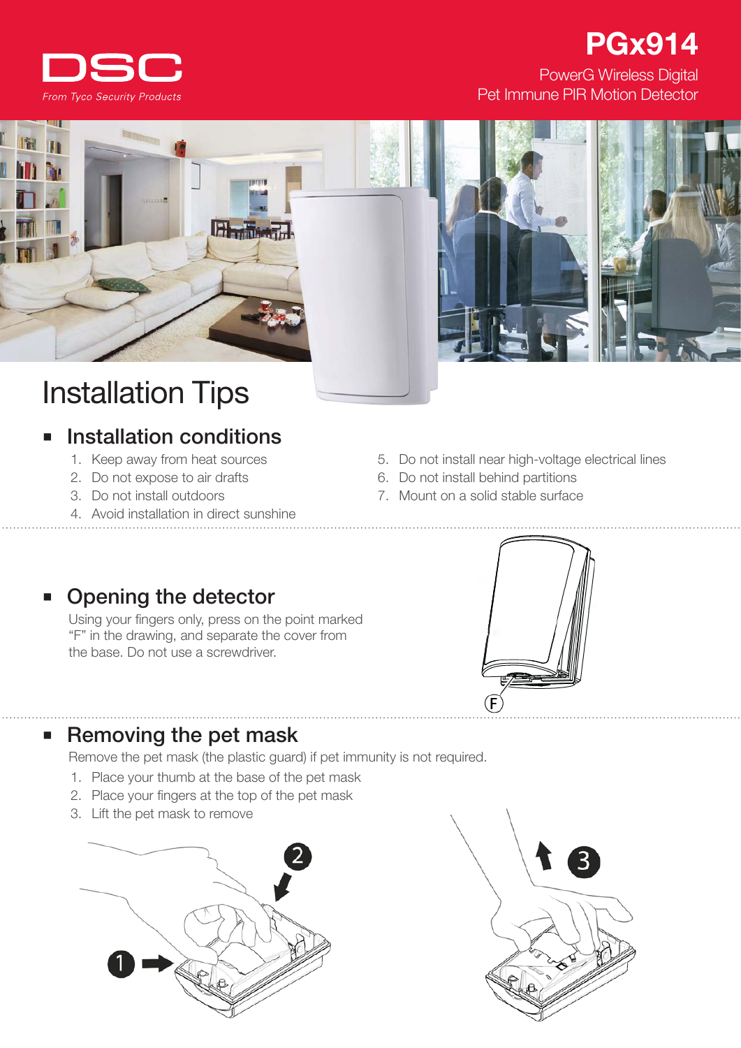DSC

*From Tyco Security Products*

# PGx914

PowerG Wireless Digital Pet Immune PIR Motion Detector

# Installation Tips

## Installation conditions

1. Keep away from heat sources
2. Do not expose to air drafts
3. Do not install outdoors
4. Avoid installation in direct sunshine
5. Do not install near high-voltage electrical lines
6. Do not install behind partitions
7. Mount on a solid stable surface

## Opening the detector

Using your fingers only, press on the point marked "F" in the drawing, and separate the cover from the base. Do not use a screwdriver.

## Removing the pet mask

Remove the pet mask (the plastic guard) if pet immunity is not required.

1. Place your thumb at the base of the pet mask
2. Place your fingers at the top of the pet mask
3. Lift the pet mask to remove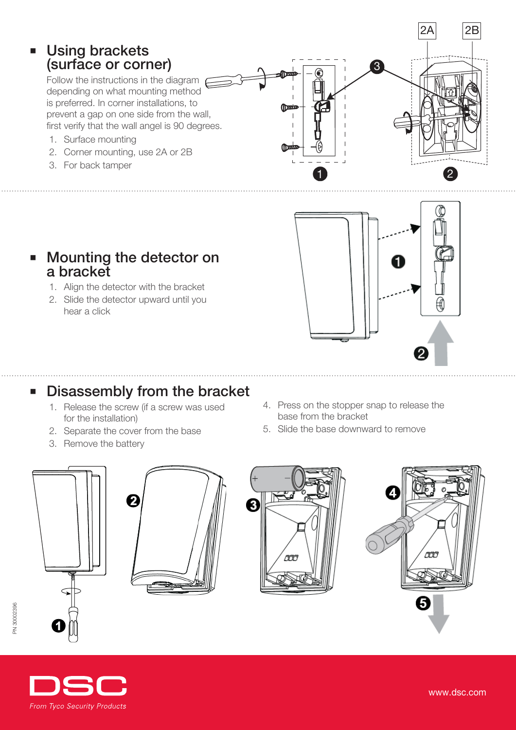## Using brackets (surface or corner)

Follow the instructions in the diagram depending on what mounting method is preferred. In corner installations, to prevent a gap on one side from the wall, first verify that the wall angel is 90 degrees.

1. Surface mounting
2. Corner mounting, use 2A or 2B
3. For back tamper

## Mounting the detector on a bracket

1. Align the detector with the bracket
2. Slide the detector upward until you hear a click

## Disassembly from the bracket

1. Release the screw (if a screw was used for the installation)
2. Separate the cover from the base
3. Remove the battery
4. Press on the stopper snap to release the base from the bracket
5. Slide the base downward to remove

PN 30002396

DSC

*From Tyco Security Products*

www.dsc.com